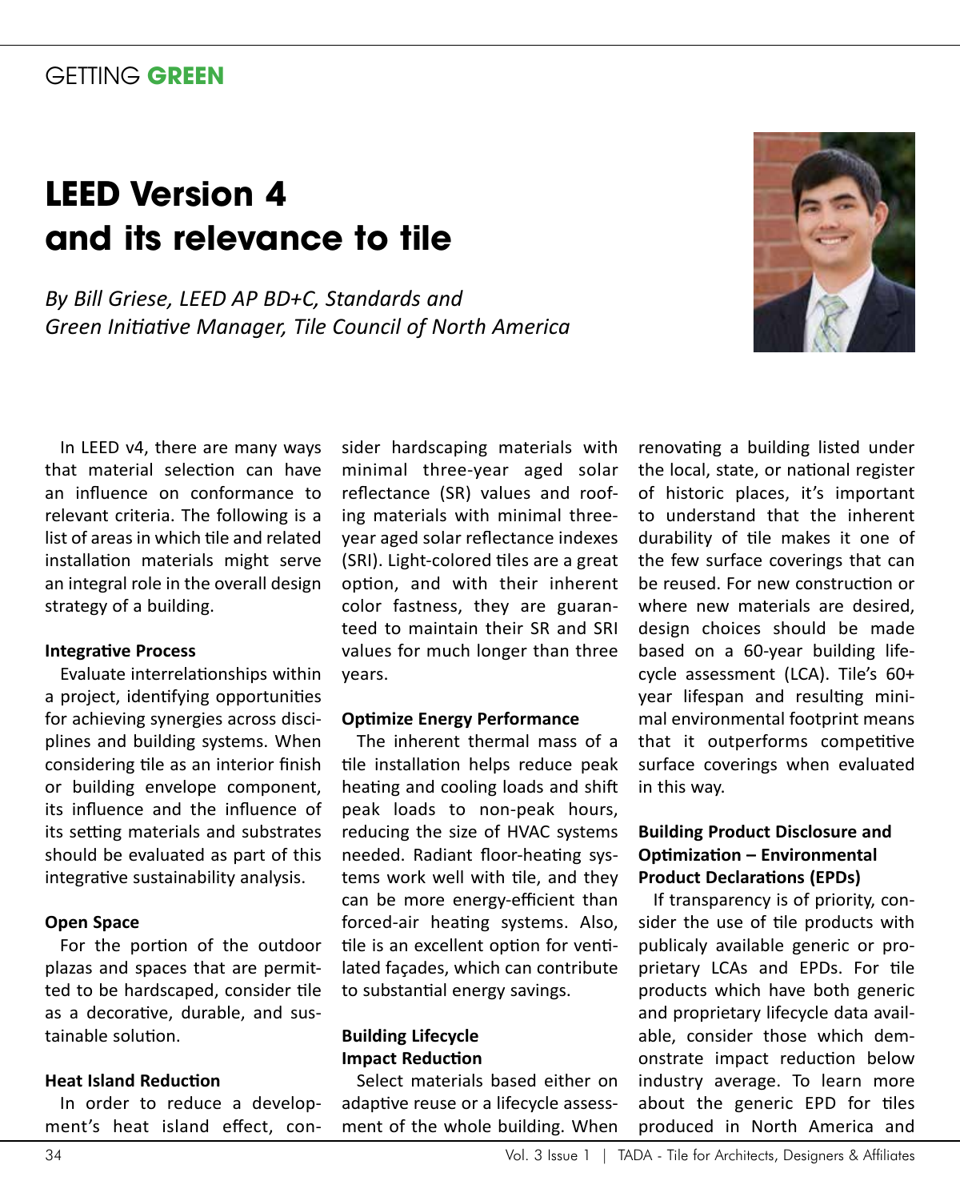GETTING **GREEN**

# LEED Version 4 and its relevance to tile

*By Bill Griese, LEED AP BD+C, Standards and Green Initiative Manager, Tile Council of North America*

In LEED v4, there are many ways that material selection can have an influence on conformance to relevant criteria. The following is a list of areas in which tile and related installation materials might serve an integral role in the overall design strategy of a building.

**Integrative Process**

Evaluate interrelationships within a project, identifying opportunities for achieving synergies across disciplines and building systems. When considering tile as an interior finish or building envelope component, its influence and the influence of its setting materials and substrates should be evaluated as part of this integrative sustainability analysis.

**Open Space**

For the portion of the outdoor plazas and spaces that are permitted to be hardscaped, consider tile as a decorative, durable, and sustainable solution.

**Heat Island Reduction**

In order to reduce a development's heat island effect, consider hardscaping materials with minimal three-year aged solar reflectance (SR) values and roofing materials with minimal three-year aged solar reflectance indexes (SRI). Light-colored tiles are a great option, and with their inherent color fastness, they are guaranteed to maintain their SR and SRI values for much longer than three years.

**Optimize Energy Performance**

The inherent thermal mass of a tile installation helps reduce peak heating and cooling loads and shift peak loads to non-peak hours, reducing the size of HVAC systems needed. Radiant floor-heating systems work well with tile, and they can be more energy-efficient than forced-air heating systems. Also, tile is an excellent option for ventilated façades, which can contribute to substantial energy savings.

**Building Lifecycle Impact Reduction**

Select materials based either on adaptive reuse or a lifecycle assessment of the whole building. When renovating a building listed under the local, state, or national register of historic places, it's important to understand that the inherent durability of tile makes it one of the few surface coverings that can be reused. For new construction or where new materials are desired, design choices should be made based on a 60-year building lifecycle assessment (LCA). Tile's 60+ year lifespan and resulting minimal environmental footprint means that it outperforms competitive surface coverings when evaluated in this way.

**Building Product Disclosure and Optimization – Environmental Product Declarations (EPDs)**

If transparency is of priority, consider the use of tile products with publicaly available generic or proprietary LCAs and EPDs. For tile products which have both generic and proprietary lifecycle data available, consider those which demonstrate impact reduction below industry average. To learn more about the generic EPD for tiles produced in North America and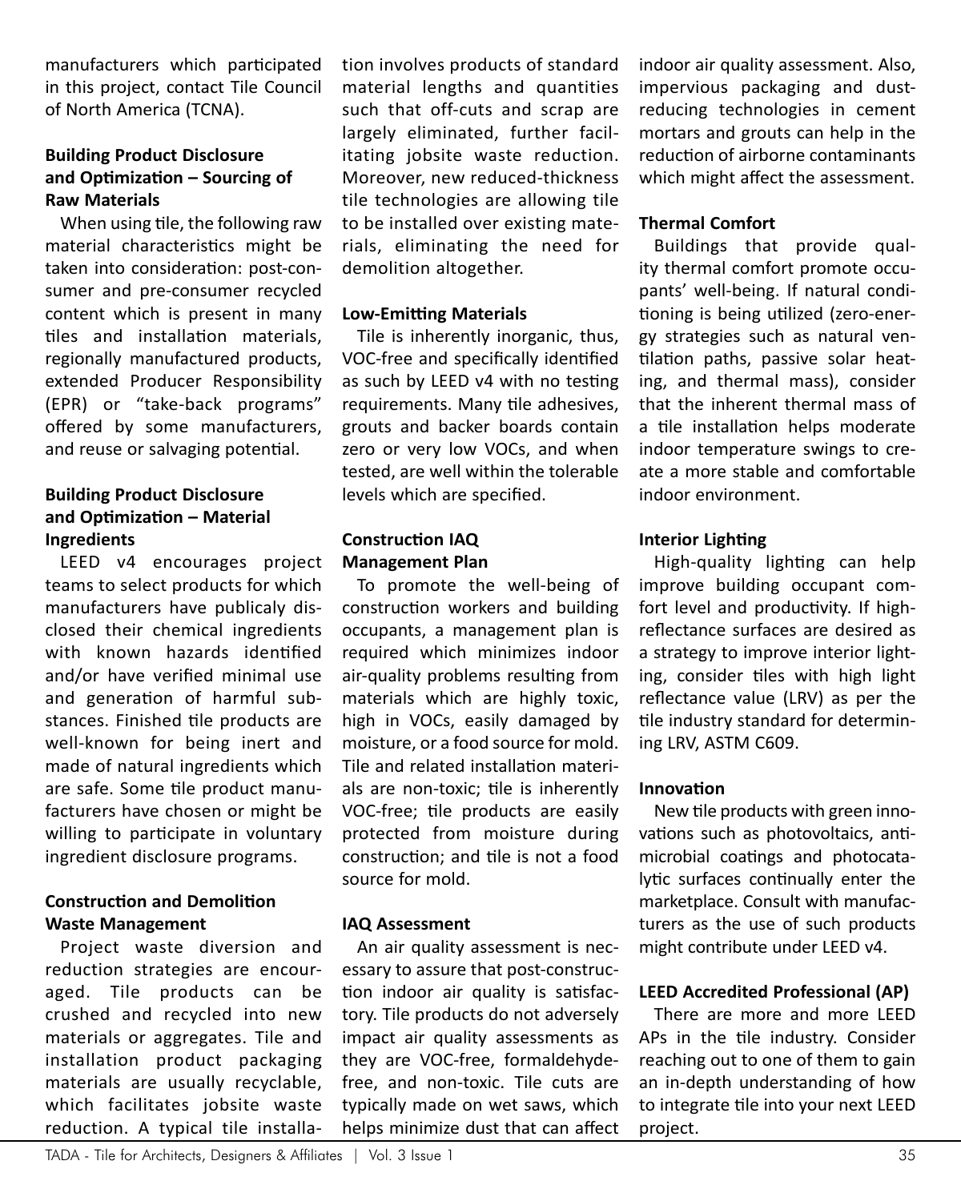manufacturers which participated in this project, contact Tile Council of North America (TCNA).

**Building Product Disclosure and Optimization – Sourcing of Raw Materials**

When using tile, the following raw material characteristics might be taken into consideration: post-consumer and pre-consumer recycled content which is present in many tiles and installation materials, regionally manufactured products, extended Producer Responsibility (EPR) or "take-back programs" offered by some manufacturers, and reuse or salvaging potential.

**Building Product Disclosure and Optimization – Material Ingredients**

LEED v4 encourages project teams to select products for which manufacturers have publicaly disclosed their chemical ingredients with known hazards identified and/or have verified minimal use and generation of harmful substances. Finished tile products are well-known for being inert and made of natural ingredients which are safe. Some tile product manufacturers have chosen or might be willing to participate in voluntary ingredient disclosure programs.

**Construction and Demolition Waste Management**

Project waste diversion and reduction strategies are encouraged. Tile products can be crushed and recycled into new materials or aggregates. Tile and installation product packaging materials are usually recyclable, which facilitates jobsite waste reduction. A typical tile installation involves products of standard material lengths and quantities such that off-cuts and scrap are largely eliminated, further facilitating jobsite waste reduction. Moreover, new reduced-thickness tile technologies are allowing tile to be installed over existing materials, eliminating the need for demolition altogether.

**Low-Emitting Materials**

Tile is inherently inorganic, thus, VOC-free and specifically identified as such by LEED v4 with no testing requirements. Many tile adhesives, grouts and backer boards contain zero or very low VOCs, and when tested, are well within the tolerable levels which are specified.

**Construction IAQ Management Plan**

To promote the well-being of construction workers and building occupants, a management plan is required which minimizes indoor air-quality problems resulting from materials which are highly toxic, high in VOCs, easily damaged by moisture, or a food source for mold. Tile and related installation materials are non-toxic; tile is inherently VOC-free; tile products are easily protected from moisture during construction; and tile is not a food source for mold.

**IAQ Assessment**

An air quality assessment is necessary to assure that post-construction indoor air quality is satisfactory. Tile products do not adversely impact air quality assessments as they are VOC-free, formaldehyde-free, and non-toxic. Tile cuts are typically made on wet saws, which helps minimize dust that can affect indoor air quality assessment. Also, impervious packaging and dust-reducing technologies in cement mortars and grouts can help in the reduction of airborne contaminants which might affect the assessment.

**Thermal Comfort**

Buildings that provide quality thermal comfort promote occupants' well-being. If natural conditioning is being utilized (zero-energy strategies such as natural ventilation paths, passive solar heating, and thermal mass), consider that the inherent thermal mass of a tile installation helps moderate indoor temperature swings to create a more stable and comfortable indoor environment.

**Interior Lighting**

High-quality lighting can help improve building occupant comfort level and productivity. If high-reflectance surfaces are desired as a strategy to improve interior lighting, consider tiles with high light reflectance value (LRV) as per the tile industry standard for determining LRV, ASTM C609.

**Innovation**

New tile products with green innovations such as photovoltaics, antimicrobial coatings and photocatalytic surfaces continually enter the marketplace. Consult with manufacturers as the use of such products might contribute under LEED v4.

**LEED Accredited Professional (AP)**

There are more and more LEED APs in the tile industry. Consider reaching out to one of them to gain an in-depth understanding of how to integrate tile into your next LEED project.